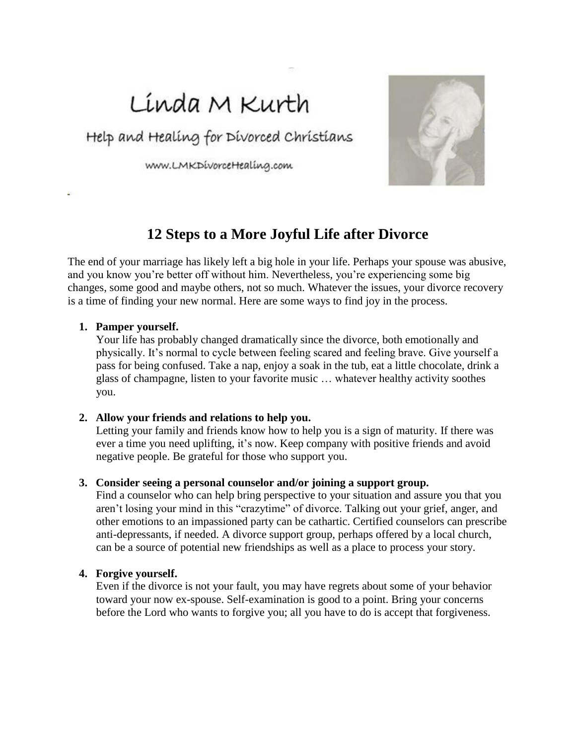Linda M Kurth

Help and Healing for Divorced Christians

www.LMKDivorceHealing.com

# 12 Steps to a More Joyful Life after Divorce

The end of your marriage has likely left a big hole in your life. Perhaps your spouse was abusive, and you know you're better off without him. Nevertheless, you're experiencing some big changes, some good and maybe others, not so much. Whatever the issues, your divorce recovery is a time of finding your new normal. Here are some ways to find joy in the process.

1. **Pamper yourself.**
   Your life has probably changed dramatically since the divorce, both emotionally and physically. It's normal to cycle between feeling scared and feeling brave. Give yourself a pass for being confused. Take a nap, enjoy a soak in the tub, eat a little chocolate, drink a glass of champagne, listen to your favorite music … whatever healthy activity soothes you.

2. **Allow your friends and relations to help you.**
   Letting your family and friends know how to help you is a sign of maturity. If there was ever a time you need uplifting, it's now. Keep company with positive friends and avoid negative people. Be grateful for those who support you.

3. **Consider seeing a personal counselor and/or joining a support group.**
   Find a counselor who can help bring perspective to your situation and assure you that you aren't losing your mind in this "crazytime" of divorce. Talking out your grief, anger, and other emotions to an impassioned party can be cathartic. Certified counselors can prescribe anti-depressants, if needed. A divorce support group, perhaps offered by a local church, can be a source of potential new friendships as well as a place to process your story.

4. **Forgive yourself.**
   Even if the divorce is not your fault, you may have regrets about some of your behavior toward your now ex-spouse. Self-examination is good to a point. Bring your concerns before the Lord who wants to forgive you; all you have to do is accept that forgiveness.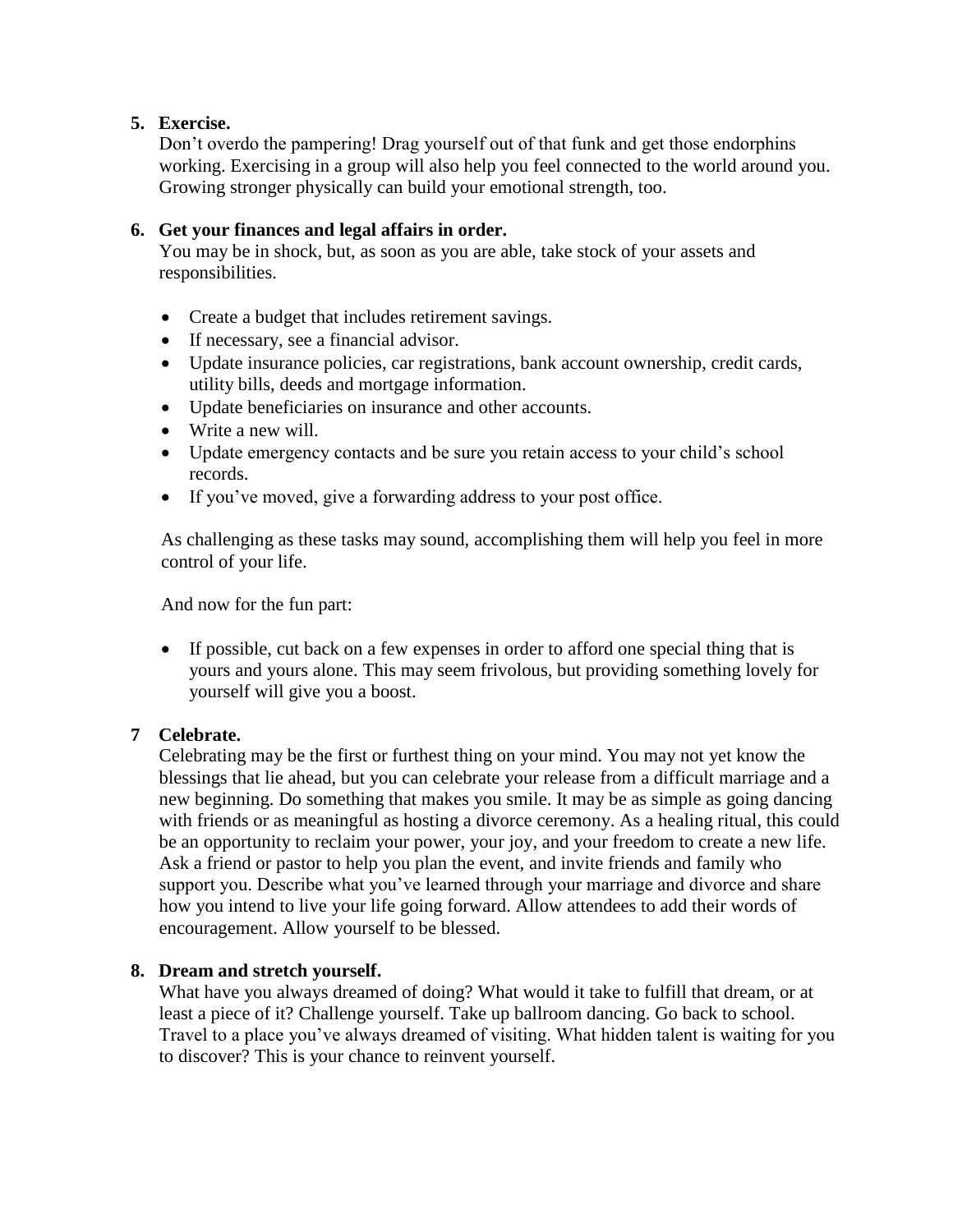5. **Exercise.**
   Don't overdo the pampering! Drag yourself out of that funk and get those endorphins working. Exercising in a group will also help you feel connected to the world around you. Growing stronger physically can build your emotional strength, too.

6. **Get your finances and legal affairs in order.**
   You may be in shock, but, as soon as you are able, take stock of your assets and responsibilities.

   - Create a budget that includes retirement savings.
   - If necessary, see a financial advisor.
   - Update insurance policies, car registrations, bank account ownership, credit cards, utility bills, deeds and mortgage information.
   - Update beneficiaries on insurance and other accounts.
   - Write a new will.
   - Update emergency contacts and be sure you retain access to your child's school records.
   - If you've moved, give a forwarding address to your post office.

   As challenging as these tasks may sound, accomplishing them will help you feel in more control of your life.

   And now for the fun part:

   - If possible, cut back on a few expenses in order to afford one special thing that is yours and yours alone. This may seem frivolous, but providing something lovely for yourself will give you a boost.

**7 Celebrate.**
Celebrating may be the first or furthest thing on your mind. You may not yet know the blessings that lie ahead, but you can celebrate your release from a difficult marriage and a new beginning. Do something that makes you smile. It may be as simple as going dancing with friends or as meaningful as hosting a divorce ceremony. As a healing ritual, this could be an opportunity to reclaim your power, your joy, and your freedom to create a new life. Ask a friend or pastor to help you plan the event, and invite friends and family who support you. Describe what you've learned through your marriage and divorce and share how you intend to live your life going forward. Allow attendees to add their words of encouragement. Allow yourself to be blessed.

8. **Dream and stretch yourself.**
   What have you always dreamed of doing? What would it take to fulfill that dream, or at least a piece of it? Challenge yourself. Take up ballroom dancing. Go back to school. Travel to a place you've always dreamed of visiting. What hidden talent is waiting for you to discover? This is your chance to reinvent yourself.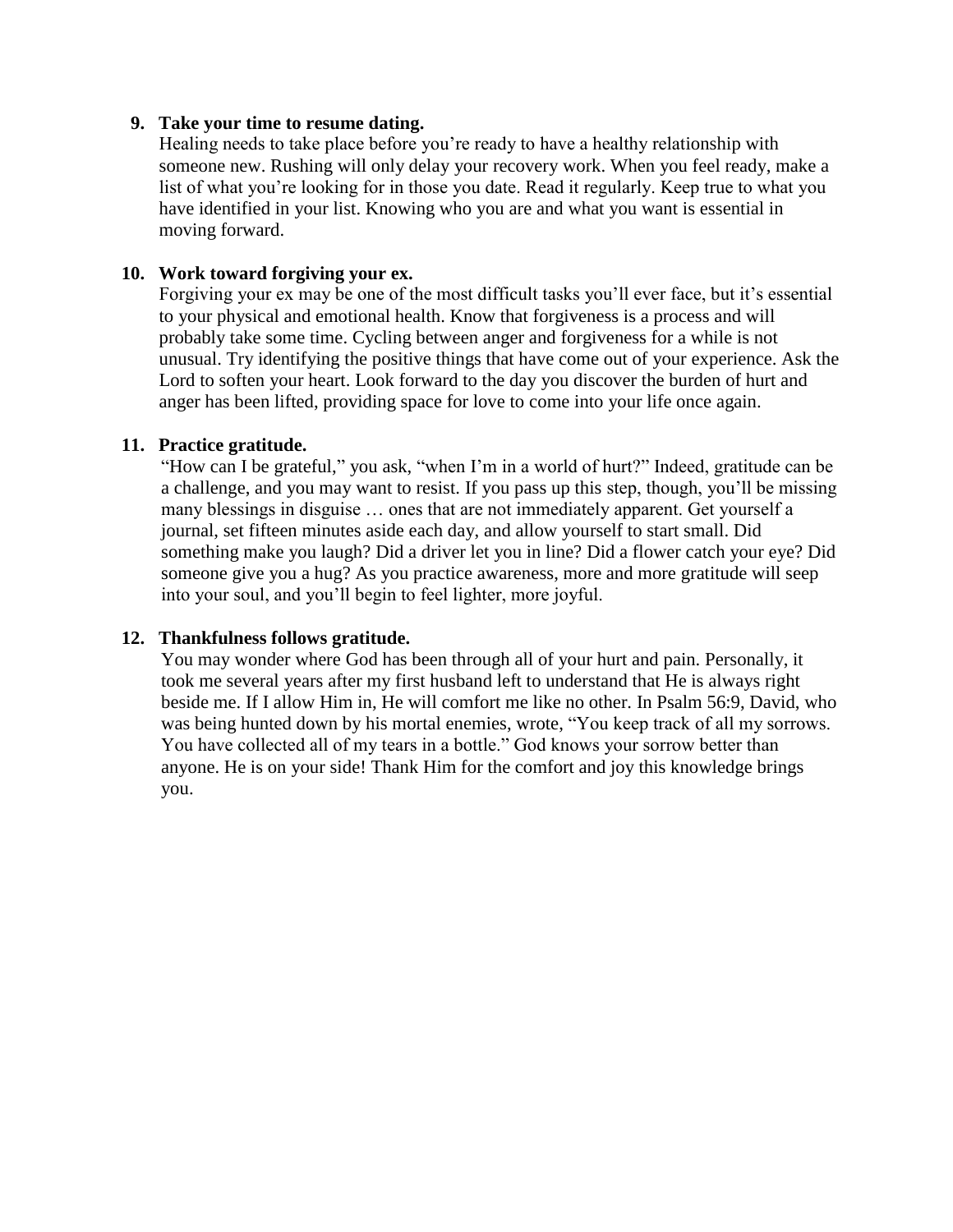9. **Take your time to resume dating.**
   Healing needs to take place before you're ready to have a healthy relationship with someone new. Rushing will only delay your recovery work. When you feel ready, make a list of what you're looking for in those you date. Read it regularly. Keep true to what you have identified in your list. Knowing who you are and what you want is essential in moving forward.

10. **Work toward forgiving your ex.**
    Forgiving your ex may be one of the most difficult tasks you'll ever face, but it's essential to your physical and emotional health. Know that forgiveness is a process and will probably take some time. Cycling between anger and forgiveness for a while is not unusual. Try identifying the positive things that have come out of your experience. Ask the Lord to soften your heart. Look forward to the day you discover the burden of hurt and anger has been lifted, providing space for love to come into your life once again.

11. **Practice gratitude.**
    "How can I be grateful," you ask, "when I'm in a world of hurt?" Indeed, gratitude can be a challenge, and you may want to resist. If you pass up this step, though, you'll be missing many blessings in disguise … ones that are not immediately apparent. Get yourself a journal, set fifteen minutes aside each day, and allow yourself to start small. Did something make you laugh? Did a driver let you in line? Did a flower catch your eye? Did someone give you a hug? As you practice awareness, more and more gratitude will seep into your soul, and you'll begin to feel lighter, more joyful.

12. **Thankfulness follows gratitude.**
    You may wonder where God has been through all of your hurt and pain. Personally, it took me several years after my first husband left to understand that He is always right beside me. If I allow Him in, He will comfort me like no other. In Psalm 56:9, David, who was being hunted down by his mortal enemies, wrote, "You keep track of all my sorrows. You have collected all of my tears in a bottle." God knows your sorrow better than anyone. He is on your side! Thank Him for the comfort and joy this knowledge brings you.